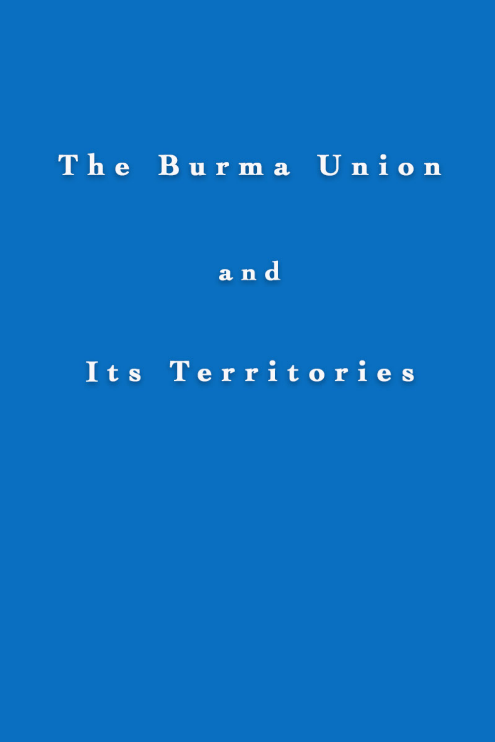# The Burma Union

# and

# Its Territories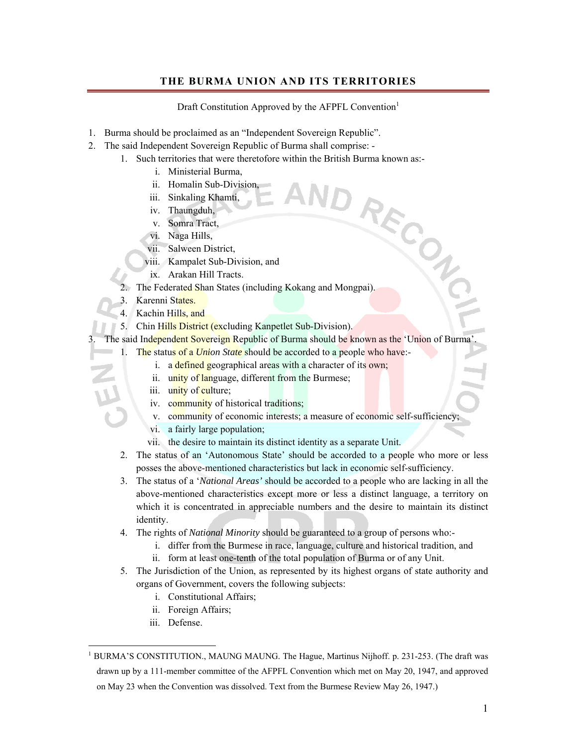## THE BURMA UNION AND ITS TERRITORIES

Draft Constitution Approved by the AFPFL Convention[1]

1. Burma should be proclaimed as an "Independent Sovereign Republic".
2. The said Independent Sovereign Republic of Burma shall comprise: -
   1. Such territories that were theretofore within the British Burma known as:-
      i. Ministerial Burma,
      ii. Homalin Sub-Division,
      iii. Sinkaling Khamti,
      iv. Thaungduh,
      v. Somra Tract,
      vi. Naga Hills,
      vii. Salween District,
      viii. Kampalet Sub-Division, and
      ix. Arakan Hill Tracts.
   2. The Federated Shan States (including Kokang and Mongpai).
   3. Karenni States.
   4. Kachin Hills, and
   5. Chin Hills District (excluding Kanpetlet Sub-Division).
3. The said Independent Sovereign Republic of Burma should be known as the 'Union of Burma'.
   1. The status of a *Union State* should be accorded to a people who have:-
      i. a defined geographical areas with a character of its own;
      ii. unity of language, different from the Burmese;
      iii. unity of culture;
      iv. community of historical traditions;
      v. community of economic interests; a measure of economic self-sufficiency;
      vi. a fairly large population;
      vii. the desire to maintain its distinct identity as a separate Unit.
   2. The status of an 'Autonomous State' should be accorded to a people who more or less posses the above-mentioned characteristics but lack in economic self-sufficiency.
   3. The status of a '*National Areas'* should be accorded to a people who are lacking in all the above-mentioned characteristics except more or less a distinct language, a territory on which it is concentrated in appreciable numbers and the desire to maintain its distinct identity.
   4. The rights of *National Minority* should be guaranteed to a group of persons who:-
      i. differ from the Burmese in race, language, culture and historical tradition, and
      ii. form at least one-tenth of the total population of Burma or of any Unit.
   5. The Jurisdiction of the Union, as represented by its highest organs of state authority and organs of Government, covers the following subjects:
      i. Constitutional Affairs;
      ii. Foreign Affairs;
      iii. Defense.

[1] BURMA'S CONSTITUTION., MAUNG MAUNG. The Hague, Martinus Nijhoff. p. 231-253. (The draft was drawn up by a 111-member committee of the AFPFL Convention which met on May 20, 1947, and approved on May 23 when the Convention was dissolved. Text from the Burmese Review May 26, 1947.)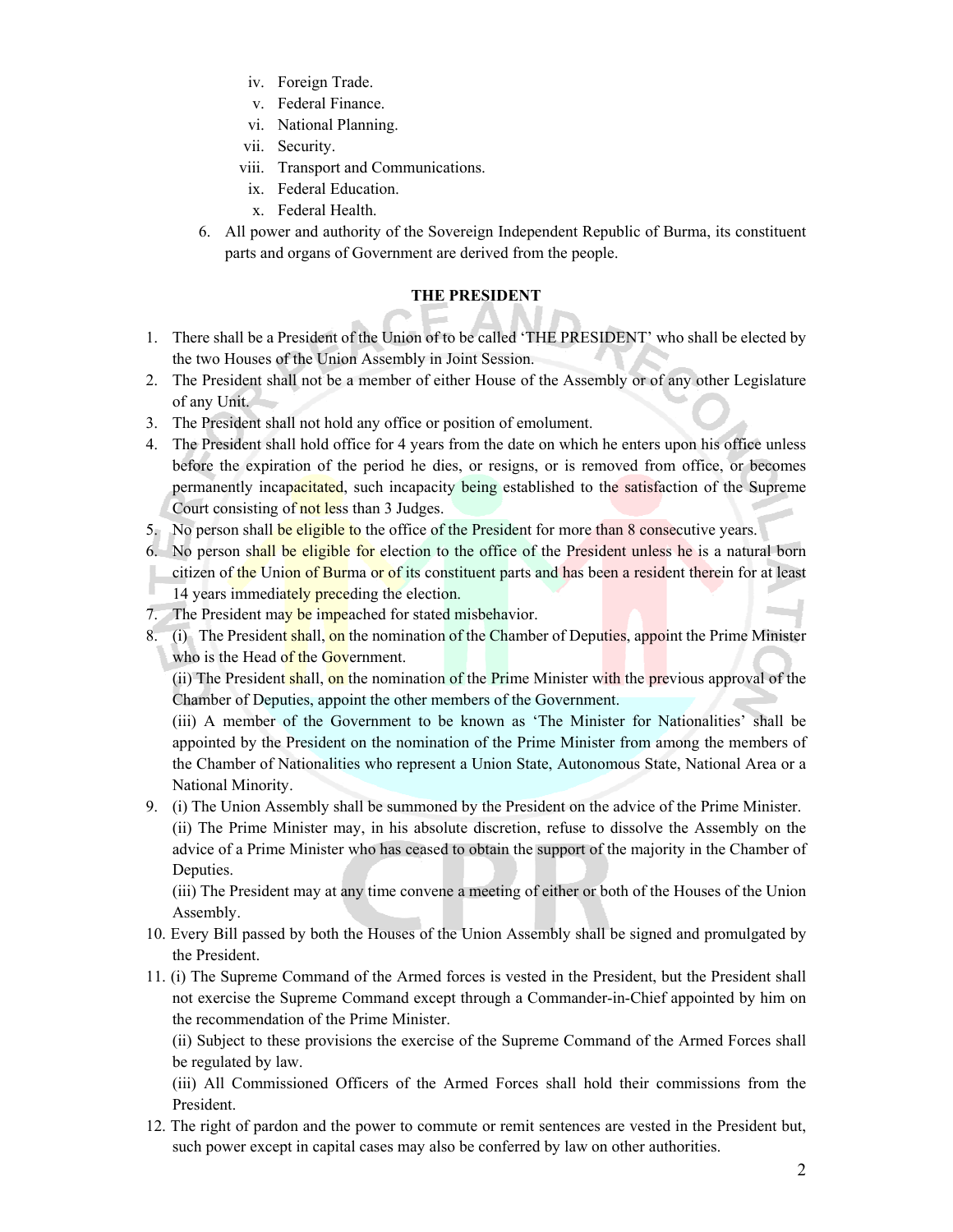iv. Foreign Trade.
    v. Federal Finance.
    vi. National Planning.
    vii. Security.
    viii. Transport and Communications.
    ix. Federal Education.
    x. Federal Health.

6. All power and authority of the Sovereign Independent Republic of Burma, its constituent parts and organs of Government are derived from the people.

## THE PRESIDENT

1. There shall be a President of the Union of to be called 'THE PRESIDENT' who shall be elected by the two Houses of the Union Assembly in Joint Session.
2. The President shall not be a member of either House of the Assembly or of any other Legislature of any Unit.
3. The President shall not hold any office or position of emolument.
4. The President shall hold office for 4 years from the date on which he enters upon his office unless before the expiration of the period he dies, or resigns, or is removed from office, or becomes permanently incapacitated, such incapacity being established to the satisfaction of the Supreme Court consisting of not less than 3 Judges.
5. No person shall be eligible to the office of the President for more than 8 consecutive years.
6. No person shall be eligible for election to the office of the President unless he is a natural born citizen of the Union of Burma or of its constituent parts and has been a resident therein for at least 14 years immediately preceding the election.
7. The President may be impeached for stated misbehavior.
8. (i) The President shall, on the nomination of the Chamber of Deputies, appoint the Prime Minister who is the Head of the Government.
   (ii) The President shall, on the nomination of the Prime Minister with the previous approval of the Chamber of Deputies, appoint the other members of the Government.
   (iii) A member of the Government to be known as 'The Minister for Nationalities' shall be appointed by the President on the nomination of the Prime Minister from among the members of the Chamber of Nationalities who represent a Union State, Autonomous State, National Area or a National Minority.
9. (i) The Union Assembly shall be summoned by the President on the advice of the Prime Minister.
   (ii) The Prime Minister may, in his absolute discretion, refuse to dissolve the Assembly on the advice of a Prime Minister who has ceased to obtain the support of the majority in the Chamber of Deputies.
   (iii) The President may at any time convene a meeting of either or both of the Houses of the Union Assembly.
10. Every Bill passed by both the Houses of the Union Assembly shall be signed and promulgated by the President.
11. (i) The Supreme Command of the Armed forces is vested in the President, but the President shall not exercise the Supreme Command except through a Commander-in-Chief appointed by him on the recommendation of the Prime Minister.
    (ii) Subject to these provisions the exercise of the Supreme Command of the Armed Forces shall be regulated by law.
    (iii) All Commissioned Officers of the Armed Forces shall hold their commissions from the President.
12. The right of pardon and the power to commute or remit sentences are vested in the President but, such power except in capital cases may also be conferred by law on other authorities.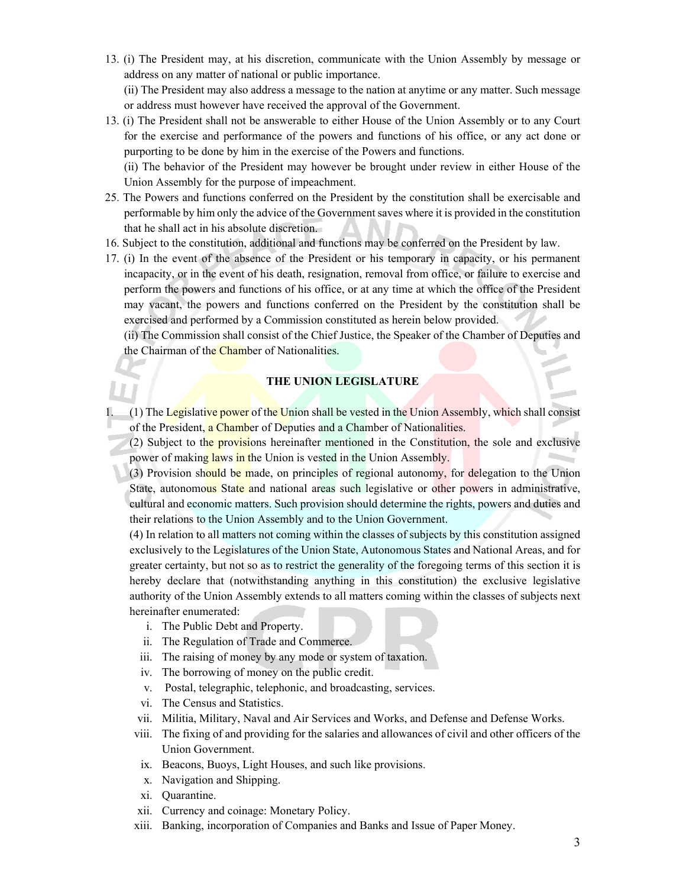13. (i) The President may, at his discretion, communicate with the Union Assembly by message or address on any matter of national or public importance.

    (ii) The President may also address a message to the nation at anytime or any matter. Such message or address must however have received the approval of the Government.

13. (i) The President shall not be answerable to either House of the Union Assembly or to any Court for the exercise and performance of the powers and functions of his office, or any act done or purporting to be done by him in the exercise of the Powers and functions.

    (ii) The behavior of the President may however be brought under review in either House of the Union Assembly for the purpose of impeachment.

25. The Powers and functions conferred on the President by the constitution shall be exercisable and performable by him only the advice of the Government saves where it is provided in the constitution that he shall act in his absolute discretion.

16. Subject to the constitution, additional and functions may be conferred on the President by law.

17. (i) In the event of the absence of the President or his temporary in capacity, or his permanent incapacity, or in the event of his death, resignation, removal from office, or failure to exercise and perform the powers and functions of his office, or at any time at which the office of the President may vacant, the powers and functions conferred on the President by the constitution shall be exercised and performed by a Commission constituted as herein below provided.

    (ii) The Commission shall consist of the Chief Justice, the Speaker of the Chamber of Deputies and the Chairman of the Chamber of Nationalities.

## THE UNION LEGISLATURE

1. (1) The Legislative power of the Union shall be vested in the Union Assembly, which shall consist of the President, a Chamber of Deputies and a Chamber of Nationalities.

   (2) Subject to the provisions hereinafter mentioned in the Constitution, the sole and exclusive power of making laws in the Union is vested in the Union Assembly.

   (3) Provision should be made, on principles of regional autonomy, for delegation to the Union State, autonomous State and national areas such legislative or other powers in administrative, cultural and economic matters. Such provision should determine the rights, powers and duties and their relations to the Union Assembly and to the Union Government.

   (4) In relation to all matters not coming within the classes of subjects by this constitution assigned exclusively to the Legislatures of the Union State, Autonomous States and National Areas, and for greater certainty, but not so as to restrict the generality of the foregoing terms of this section it is hereby declare that (notwithstanding anything in this constitution) the exclusive legislative authority of the Union Assembly extends to all matters coming within the classes of subjects next hereinafter enumerated:

   i. The Public Debt and Property.
   ii. The Regulation of Trade and Commerce.
   iii. The raising of money by any mode or system of taxation.
   iv. The borrowing of money on the public credit.
   v. Postal, telegraphic, telephonic, and broadcasting, services.
   vi. The Census and Statistics.
   vii. Militia, Military, Naval and Air Services and Works, and Defense and Defense Works.
   viii. The fixing of and providing for the salaries and allowances of civil and other officers of the Union Government.
   ix. Beacons, Buoys, Light Houses, and such like provisions.
   x. Navigation and Shipping.
   xi. Quarantine.
   xii. Currency and coinage: Monetary Policy.
   xiii. Banking, incorporation of Companies and Banks and Issue of Paper Money.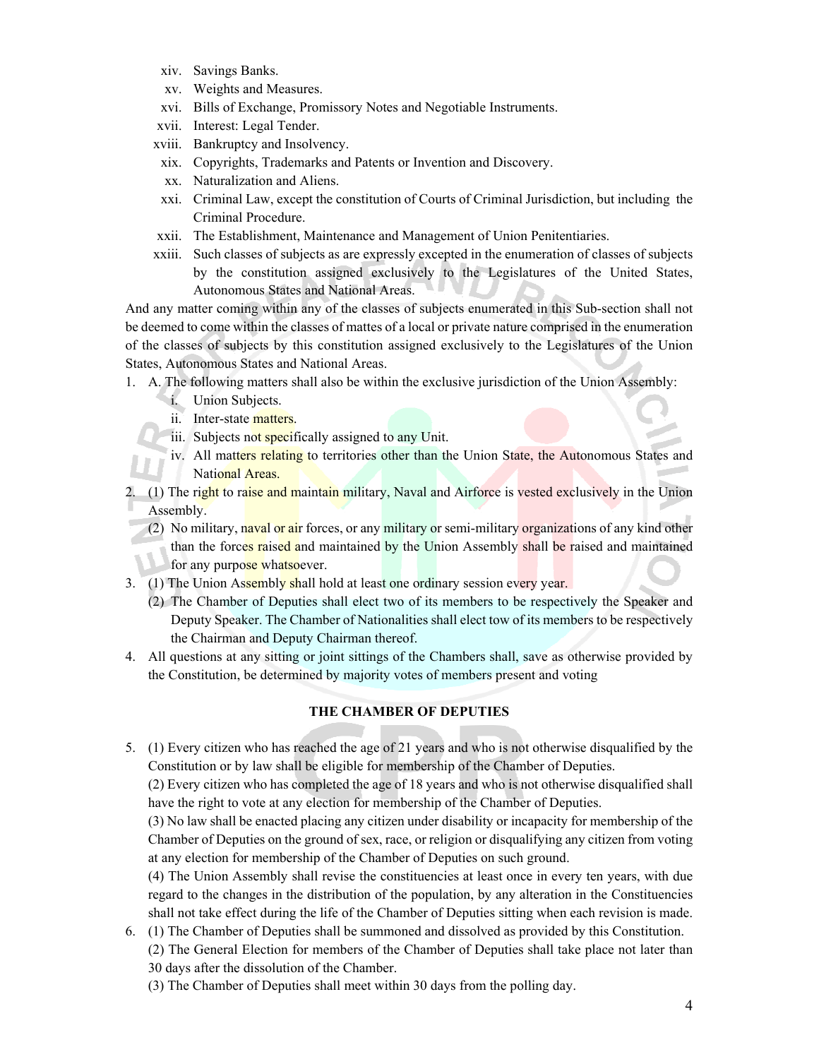xiv. Savings Banks.

xv. Weights and Measures.

xvi. Bills of Exchange, Promissory Notes and Negotiable Instruments.

xvii. Interest: Legal Tender.

xviii. Bankruptcy and Insolvency.

xix. Copyrights, Trademarks and Patents or Invention and Discovery.

xx. Naturalization and Aliens.

xxi. Criminal Law, except the constitution of Courts of Criminal Jurisdiction, but including the Criminal Procedure.

xxii. The Establishment, Maintenance and Management of Union Penitentiaries.

xxiii. Such classes of subjects as are expressly excepted in the enumeration of classes of subjects by the constitution assigned exclusively to the Legislatures of the United States, Autonomous States and National Areas.

And any matter coming within any of the classes of subjects enumerated in this Sub-section shall not be deemed to come within the classes of mattes of a local or private nature comprised in the enumeration of the classes of subjects by this constitution assigned exclusively to the Legislatures of the Union States, Autonomous States and National Areas.

1. A. The following matters shall also be within the exclusive jurisdiction of the Union Assembly:
   i. Union Subjects.
   ii. Inter-state matters.
   iii. Subjects not specifically assigned to any Unit.
   iv. All matters relating to territories other than the Union State, the Autonomous States and National Areas.
2. (1) The right to raise and maintain military, Naval and Airforce is vested exclusively in the Union Assembly.
   (2) No military, naval or air forces, or any military or semi-military organizations of any kind other than the forces raised and maintained by the Union Assembly shall be raised and maintained for any purpose whatsoever.
3. (1) The Union Assembly shall hold at least one ordinary session every year.
   (2) The Chamber of Deputies shall elect two of its members to be respectively the Speaker and Deputy Speaker. The Chamber of Nationalities shall elect tow of its members to be respectively the Chairman and Deputy Chairman thereof.
4. All questions at any sitting or joint sittings of the Chambers shall, save as otherwise provided by the Constitution, be determined by majority votes of members present and voting

## THE CHAMBER OF DEPUTIES

5. (1) Every citizen who has reached the age of 21 years and who is not otherwise disqualified by the Constitution or by law shall be eligible for membership of the Chamber of Deputies.
   (2) Every citizen who has completed the age of 18 years and who is not otherwise disqualified shall have the right to vote at any election for membership of the Chamber of Deputies.
   (3) No law shall be enacted placing any citizen under disability or incapacity for membership of the Chamber of Deputies on the ground of sex, race, or religion or disqualifying any citizen from voting at any election for membership of the Chamber of Deputies on such ground.
   (4) The Union Assembly shall revise the constituencies at least once in every ten years, with due regard to the changes in the distribution of the population, by any alteration in the Constituencies shall not take effect during the life of the Chamber of Deputies sitting when each revision is made.
6. (1) The Chamber of Deputies shall be summoned and dissolved as provided by this Constitution.
   (2) The General Election for members of the Chamber of Deputies shall take place not later than 30 days after the dissolution of the Chamber.
   (3) The Chamber of Deputies shall meet within 30 days from the polling day.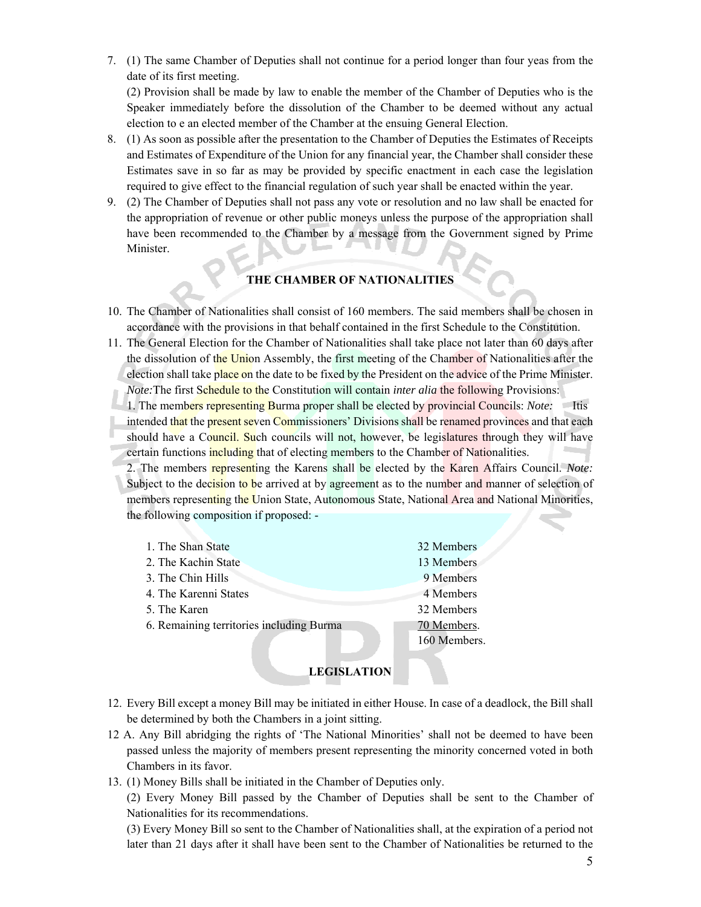7. (1) The same Chamber of Deputies shall not continue for a period longer than four yeas from the date of its first meeting.

   (2) Provision shall be made by law to enable the member of the Chamber of Deputies who is the Speaker immediately before the dissolution of the Chamber to be deemed without any actual election to e an elected member of the Chamber at the ensuing General Election.

8. (1) As soon as possible after the presentation to the Chamber of Deputies the Estimates of Receipts and Estimates of Expenditure of the Union for any financial year, the Chamber shall consider these Estimates save in so far as may be provided by specific enactment in each case the legislation required to give effect to the financial regulation of such year shall be enacted within the year.

9. (2) The Chamber of Deputies shall not pass any vote or resolution and no law shall be enacted for the appropriation of revenue or other public moneys unless the purpose of the appropriation shall have been recommended to the Chamber by a message from the Government signed by Prime Minister.

### THE CHAMBER OF NATIONALITIES

10. The Chamber of Nationalities shall consist of 160 members. The said members shall be chosen in accordance with the provisions in that behalf contained in the first Schedule to the Constitution.

11. The General Election for the Chamber of Nationalities shall take place not later than 60 days after the dissolution of the Union Assembly, the first meeting of the Chamber of Nationalities after the election shall take place on the date to be fixed by the President on the advice of the Prime Minister.

    *Note:* The first Schedule to the Constitution will contain *inter alia* the following Provisions:

    1. The members representing Burma proper shall be elected by provincial Councils: *Note:* Itis intended that the present seven Commissioners' Divisions shall be renamed provinces and that each should have a Council. Such councils will not, however, be legislatures through they will have certain functions including that of electing members to the Chamber of Nationalities.

    2. The members representing the Karens shall be elected by the Karen Affairs Council. *Note:* Subject to the decision to be arrived at by agreement as to the number and manner of selection of members representing the Union State, Autonomous State, National Area and National Minorities, the following composition if proposed: -

| | |
|---|---|
| 1. The Shan State | 32 Members |
| 2. The Kachin State | 13 Members |
| 3. The Chin Hills | 9 Members |
| 4. The Karenni States | 4 Members |
| 5. The Karen | 32 Members |
| 6. Remaining territories including Burma | 70 Members. |
| | 160 Members. |

### LEGISLATION

12. Every Bill except a money Bill may be initiated in either House. In case of a deadlock, the Bill shall be determined by both the Chambers in a joint sitting.

12 A. Any Bill abridging the rights of 'The National Minorities' shall not be deemed to have been passed unless the majority of members present representing the minority concerned voted in both Chambers in its favor.

13. (1) Money Bills shall be initiated in the Chamber of Deputies only.

    (2) Every Money Bill passed by the Chamber of Deputies shall be sent to the Chamber of Nationalities for its recommendations.

    (3) Every Money Bill so sent to the Chamber of Nationalities shall, at the expiration of a period not later than 21 days after it shall have been sent to the Chamber of Nationalities be returned to the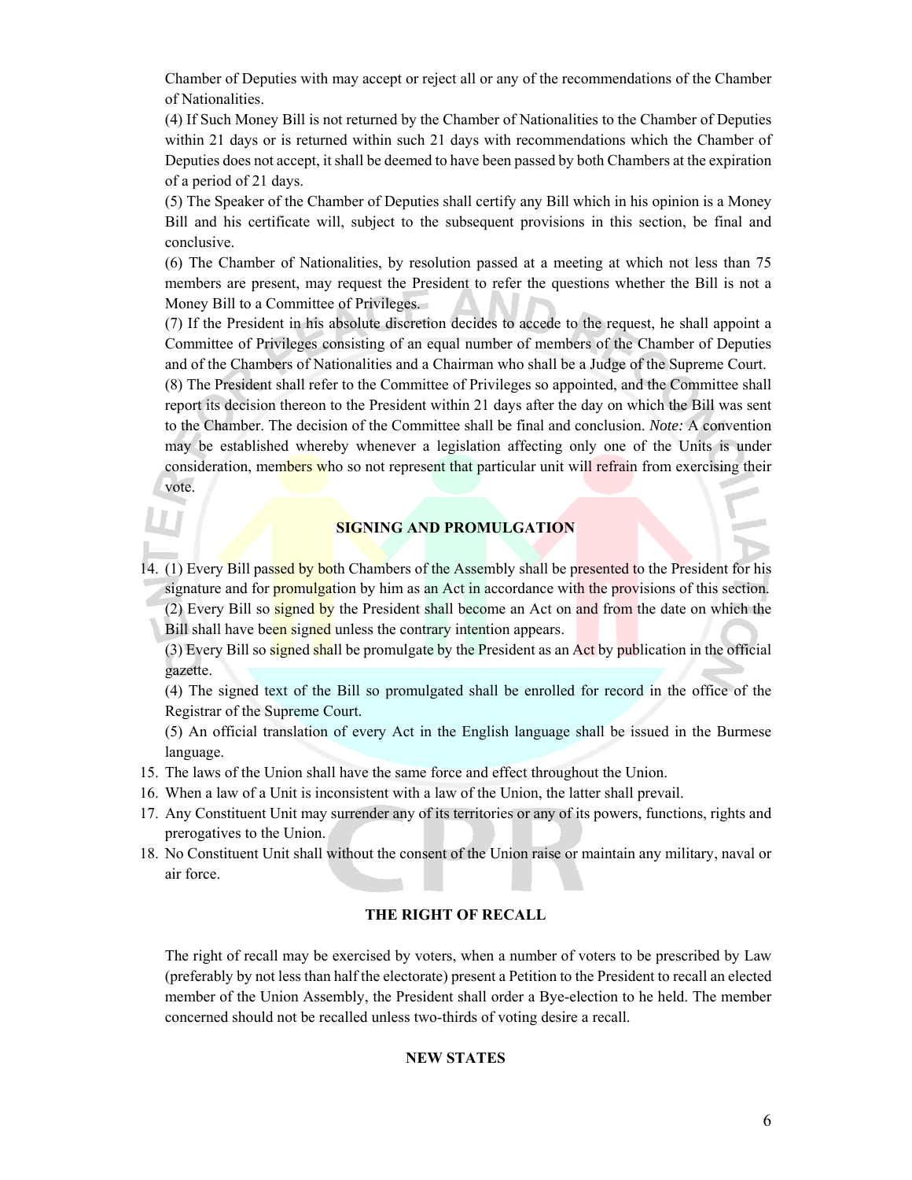Chamber of Deputies with may accept or reject all or any of the recommendations of the Chamber of Nationalities.

(4) If Such Money Bill is not returned by the Chamber of Nationalities to the Chamber of Deputies within 21 days or is returned within such 21 days with recommendations which the Chamber of Deputies does not accept, it shall be deemed to have been passed by both Chambers at the expiration of a period of 21 days.

(5) The Speaker of the Chamber of Deputies shall certify any Bill which in his opinion is a Money Bill and his certificate will, subject to the subsequent provisions in this section, be final and conclusive.

(6) The Chamber of Nationalities, by resolution passed at a meeting at which not less than 75 members are present, may request the President to refer the questions whether the Bill is not a Money Bill to a Committee of Privileges.

(7) If the President in his absolute discretion decides to accede to the request, he shall appoint a Committee of Privileges consisting of an equal number of members of the Chamber of Deputies and of the Chambers of Nationalities and a Chairman who shall be a Judge of the Supreme Court.

(8) The President shall refer to the Committee of Privileges so appointed, and the Committee shall report its decision thereon to the President within 21 days after the day on which the Bill was sent to the Chamber. The decision of the Committee shall be final and conclusion. *Note:* A convention may be established whereby whenever a legislation affecting only one of the Units is under consideration, members who so not represent that particular unit will refrain from exercising their vote.

### SIGNING AND PROMULGATION

14. (1) Every Bill passed by both Chambers of the Assembly shall be presented to the President for his signature and for promulgation by him as an Act in accordance with the provisions of this section.
    (2) Every Bill so signed by the President shall become an Act on and from the date on which the Bill shall have been signed unless the contrary intention appears.
    (3) Every Bill so signed shall be promulgate by the President as an Act by publication in the official gazette.
    (4) The signed text of the Bill so promulgated shall be enrolled for record in the office of the Registrar of the Supreme Court.
    (5) An official translation of every Act in the English language shall be issued in the Burmese language.
15. The laws of the Union shall have the same force and effect throughout the Union.
16. When a law of a Unit is inconsistent with a law of the Union, the latter shall prevail.
17. Any Constituent Unit may surrender any of its territories or any of its powers, functions, rights and prerogatives to the Union.
18. No Constituent Unit shall without the consent of the Union raise or maintain any military, naval or air force.

### THE RIGHT OF RECALL

The right of recall may be exercised by voters, when a number of voters to be prescribed by Law (preferably by not less than half the electorate) present a Petition to the President to recall an elected member of the Union Assembly, the President shall order a Bye-election to he held. The member concerned should not be recalled unless two-thirds of voting desire a recall.

### NEW STATES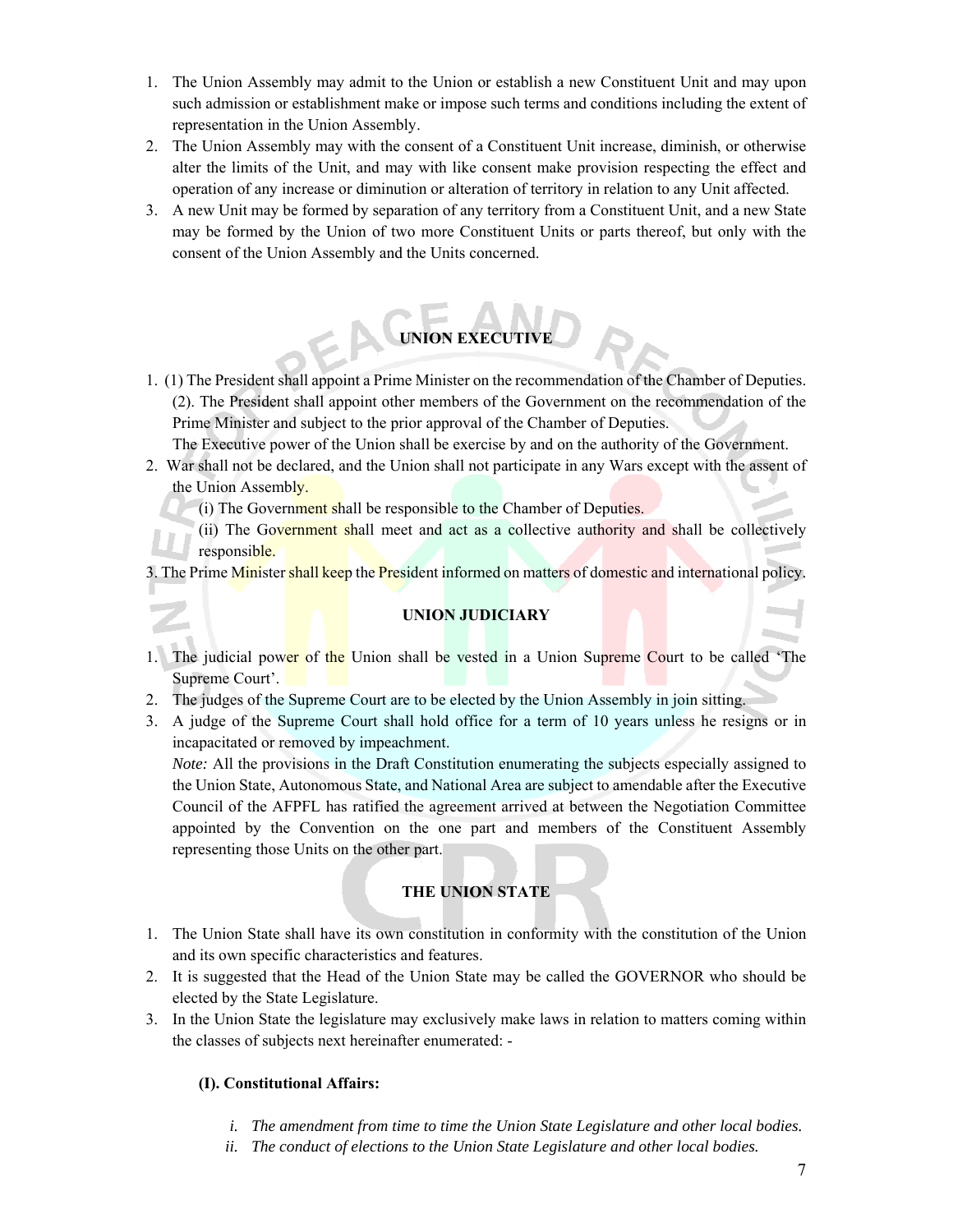1. The Union Assembly may admit to the Union or establish a new Constituent Unit and may upon such admission or establishment make or impose such terms and conditions including the extent of representation in the Union Assembly.
2. The Union Assembly may with the consent of a Constituent Unit increase, diminish, or otherwise alter the limits of the Unit, and may with like consent make provision respecting the effect and operation of any increase or diminution or alteration of territory in relation to any Unit affected.
3. A new Unit may be formed by separation of any territory from a Constituent Unit, and a new State may be formed by the Union of two more Constituent Units or parts thereof, but only with the consent of the Union Assembly and the Units concerned.

## UNION EXECUTIVE

1. (1) The President shall appoint a Prime Minister on the recommendation of the Chamber of Deputies.
   (2). The President shall appoint other members of the Government on the recommendation of the Prime Minister and subject to the prior approval of the Chamber of Deputies.
   The Executive power of the Union shall be exercise by and on the authority of the Government.
2. War shall not be declared, and the Union shall not participate in any Wars except with the assent of the Union Assembly.
   (i) The Government shall be responsible to the Chamber of Deputies.
   (ii) The Government shall meet and act as a collective authority and shall be collectively responsible.
3. The Prime Minister shall keep the President informed on matters of domestic and international policy.

## UNION JUDICIARY

1. The judicial power of the Union shall be vested in a Union Supreme Court to be called 'The Supreme Court'.
2. The judges of the Supreme Court are to be elected by the Union Assembly in join sitting.
3. A judge of the Supreme Court shall hold office for a term of 10 years unless he resigns or in incapacitated or removed by impeachment.
   *Note:* All the provisions in the Draft Constitution enumerating the subjects especially assigned to the Union State, Autonomous State, and National Area are subject to amendable after the Executive Council of the AFPFL has ratified the agreement arrived at between the Negotiation Committee appointed by the Convention on the one part and members of the Constituent Assembly representing those Units on the other part.

## THE UNION STATE

1. The Union State shall have its own constitution in conformity with the constitution of the Union and its own specific characteristics and features.
2. It is suggested that the Head of the Union State may be called the GOVERNOR who should be elected by the State Legislature.
3. In the Union State the legislature may exclusively make laws in relation to matters coming within the classes of subjects next hereinafter enumerated: -

**(I). Constitutional Affairs:**

i. *The amendment from time to time the Union State Legislature and other local bodies.*
ii. *The conduct of elections to the Union State Legislature and other local bodies.*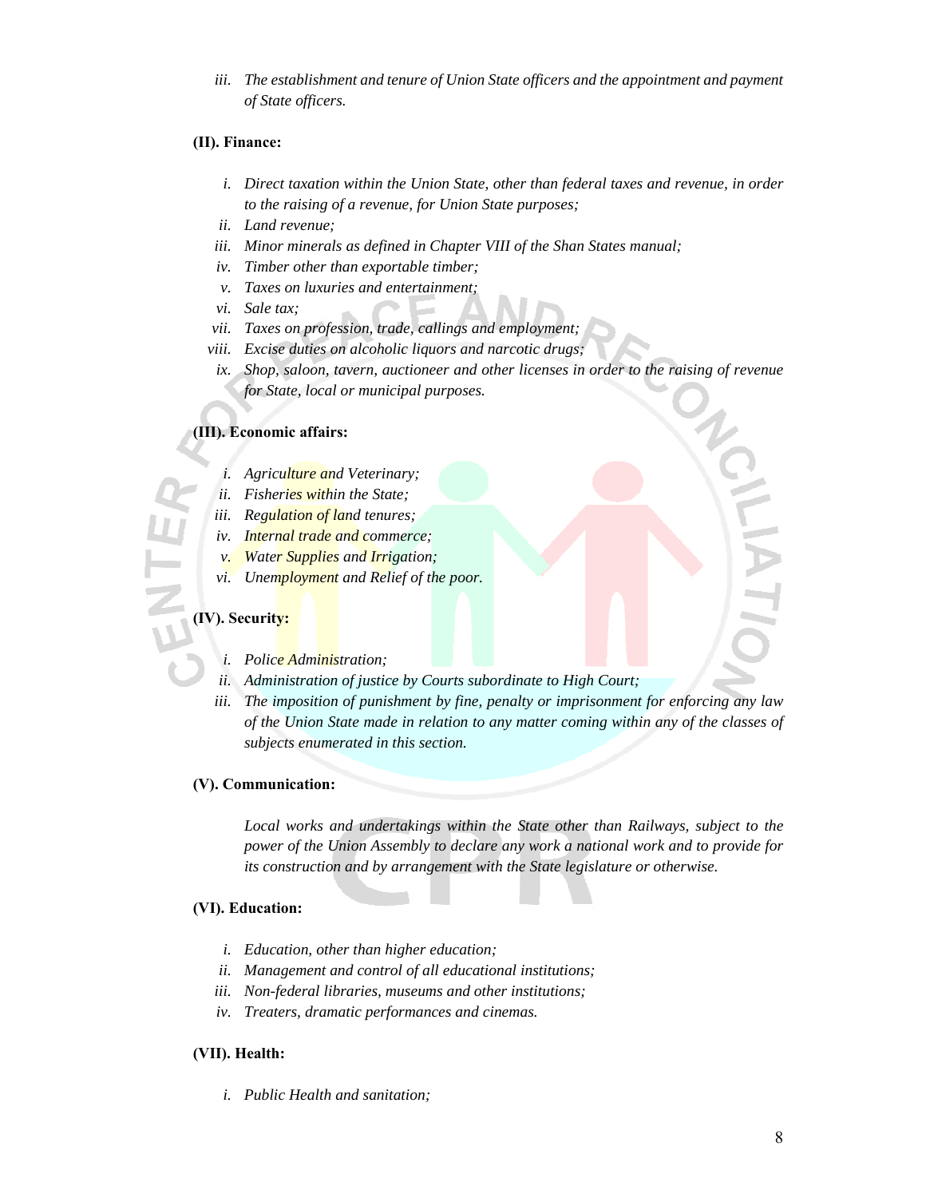iii. *The establishment and tenure of Union State officers and the appointment and payment of State officers.*

**(II). Finance:**

i. *Direct taxation within the Union State, other than federal taxes and revenue, in order to the raising of a revenue, for Union State purposes;*
ii. *Land revenue;*
iii. *Minor minerals as defined in Chapter VIII of the Shan States manual;*
iv. *Timber other than exportable timber;*
v. *Taxes on luxuries and entertainment;*
vi. *Sale tax;*
vii. *Taxes on profession, trade, callings and employment;*
viii. *Excise duties on alcoholic liquors and narcotic drugs;*
ix. *Shop, saloon, tavern, auctioneer and other licenses in order to the raising of revenue for State, local or municipal purposes.*

**(III). Economic affairs:**

i. *Agriculture and Veterinary;*
ii. *Fisheries within the State;*
iii. *Regulation of land tenures;*
iv. *Internal trade and commerce;*
v. *Water Supplies and Irrigation;*
vi. *Unemployment and Relief of the poor.*

**(IV). Security:**

i. *Police Administration;*
ii. *Administration of justice by Courts subordinate to High Court;*
iii. *The imposition of punishment by fine, penalty or imprisonment for enforcing any law of the Union State made in relation to any matter coming within any of the classes of subjects enumerated in this section.*

**(V). Communication:**

*Local works and undertakings within the State other than Railways, subject to the power of the Union Assembly to declare any work a national work and to provide for its construction and by arrangement with the State legislature or otherwise.*

**(VI). Education:**

i. *Education, other than higher education;*
ii. *Management and control of all educational institutions;*
iii. *Non-federal libraries, museums and other institutions;*
iv. *Treaters, dramatic performances and cinemas.*

**(VII). Health:**

i. *Public Health and sanitation;*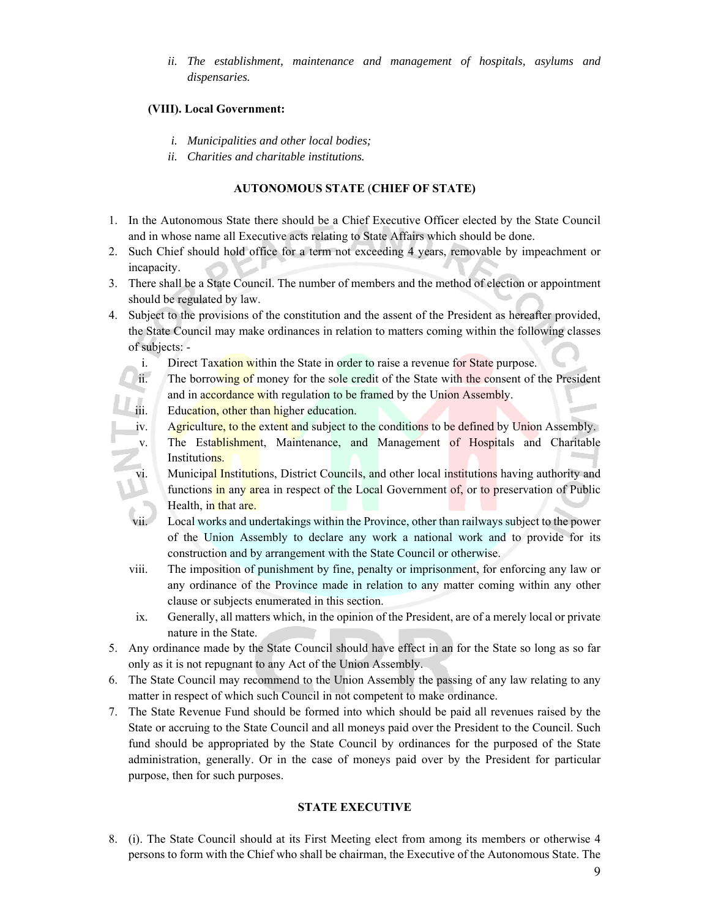ii. *The establishment, maintenance and management of hospitals, asylums and dispensaries.*

**(VIII). Local Government:**

i. *Municipalities and other local bodies;*
ii. *Charities and charitable institutions.*

### AUTONOMOUS STATE (CHIEF OF STATE)

1. In the Autonomous State there should be a Chief Executive Officer elected by the State Council and in whose name all Executive acts relating to State Affairs which should be done.
2. Such Chief should hold office for a term not exceeding 4 years, removable by impeachment or incapacity.
3. There shall be a State Council. The number of members and the method of election or appointment should be regulated by law.
4. Subject to the provisions of the constitution and the assent of the President as hereafter provided, the State Council may make ordinances in relation to matters coming within the following classes of subjects: -
   i. Direct Taxation within the State in order to raise a revenue for State purpose.
   ii. The borrowing of money for the sole credit of the State with the consent of the President and in accordance with regulation to be framed by the Union Assembly.
   iii. Education, other than higher education.
   iv. Agriculture, to the extent and subject to the conditions to be defined by Union Assembly.
   v. The Establishment, Maintenance, and Management of Hospitals and Charitable Institutions.
   vi. Municipal Institutions, District Councils, and other local institutions having authority and functions in any area in respect of the Local Government of, or to preservation of Public Health, in that are.
   vii. Local works and undertakings within the Province, other than railways subject to the power of the Union Assembly to declare any work a national work and to provide for its construction and by arrangement with the State Council or otherwise.
   viii. The imposition of punishment by fine, penalty or imprisonment, for enforcing any law or any ordinance of the Province made in relation to any matter coming within any other clause or subjects enumerated in this section.
   ix. Generally, all matters which, in the opinion of the President, are of a merely local or private nature in the State.
5. Any ordinance made by the State Council should have effect in an for the State so long as so far only as it is not repugnant to any Act of the Union Assembly.
6. The State Council may recommend to the Union Assembly the passing of any law relating to any matter in respect of which such Council in not competent to make ordinance.
7. The State Revenue Fund should be formed into which should be paid all revenues raised by the State or accruing to the State Council and all moneys paid over the President to the Council. Such fund should be appropriated by the State Council by ordinances for the purposed of the State administration, generally. Or in the case of moneys paid over by the President for particular purpose, then for such purposes.

### STATE EXECUTIVE

8. (i). The State Council should at its First Meeting elect from among its members or otherwise 4 persons to form with the Chief who shall be chairman, the Executive of the Autonomous State. The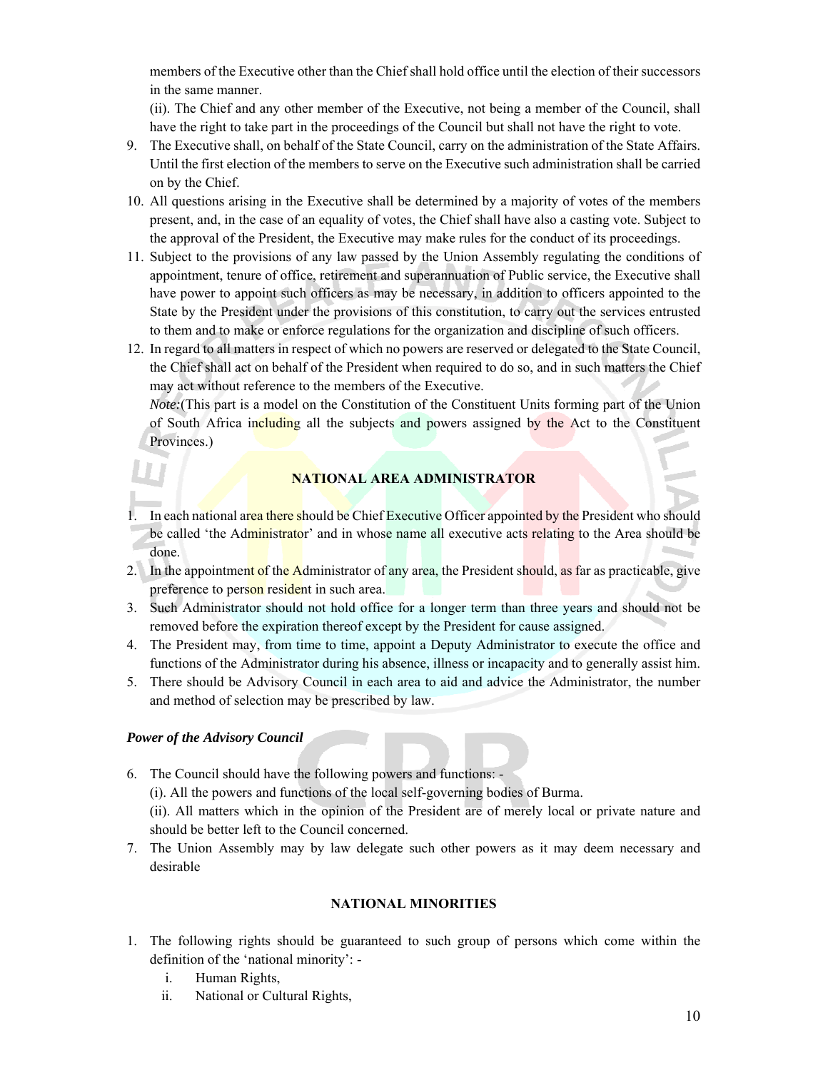members of the Executive other than the Chief shall hold office until the election of their successors in the same manner.

(ii). The Chief and any other member of the Executive, not being a member of the Council, shall have the right to take part in the proceedings of the Council but shall not have the right to vote.

9. The Executive shall, on behalf of the State Council, carry on the administration of the State Affairs. Until the first election of the members to serve on the Executive such administration shall be carried on by the Chief.
10. All questions arising in the Executive shall be determined by a majority of votes of the members present, and, in the case of an equality of votes, the Chief shall have also a casting vote. Subject to the approval of the President, the Executive may make rules for the conduct of its proceedings.
11. Subject to the provisions of any law passed by the Union Assembly regulating the conditions of appointment, tenure of office, retirement and superannuation of Public service, the Executive shall have power to appoint such officers as may be necessary, in addition to officers appointed to the State by the President under the provisions of this constitution, to carry out the services entrusted to them and to make or enforce regulations for the organization and discipline of such officers.
12. In regard to all matters in respect of which no powers are reserved or delegated to the State Council, the Chief shall act on behalf of the President when required to do so, and in such matters the Chief may act without reference to the members of the Executive.

*Note:*(This part is a model on the Constitution of the Constituent Units forming part of the Union of South Africa including all the subjects and powers assigned by the Act to the Constituent Provinces.)

## NATIONAL AREA ADMINISTRATOR

1. In each national area there should be Chief Executive Officer appointed by the President who should be called 'the Administrator' and in whose name all executive acts relating to the Area should be done.
2. In the appointment of the Administrator of any area, the President should, as far as practicable, give preference to person resident in such area.
3. Such Administrator should not hold office for a longer term than three years and should not be removed before the expiration thereof except by the President for cause assigned.
4. The President may, from time to time, appoint a Deputy Administrator to execute the office and functions of the Administrator during his absence, illness or incapacity and to generally assist him.
5. There should be Advisory Council in each area to aid and advice the Administrator, the number and method of selection may be prescribed by law.

### *Power of the Advisory Council*

6. The Council should have the following powers and functions: -

   (i). All the powers and functions of the local self-governing bodies of Burma.

   (ii). All matters which in the opinion of the President are of merely local or private nature and should be better left to the Council concerned.

7. The Union Assembly may by law delegate such other powers as it may deem necessary and desirable

## NATIONAL MINORITIES

1. The following rights should be guaranteed to such group of persons which come within the definition of the 'national minority': -
   i. Human Rights,
   ii. National or Cultural Rights,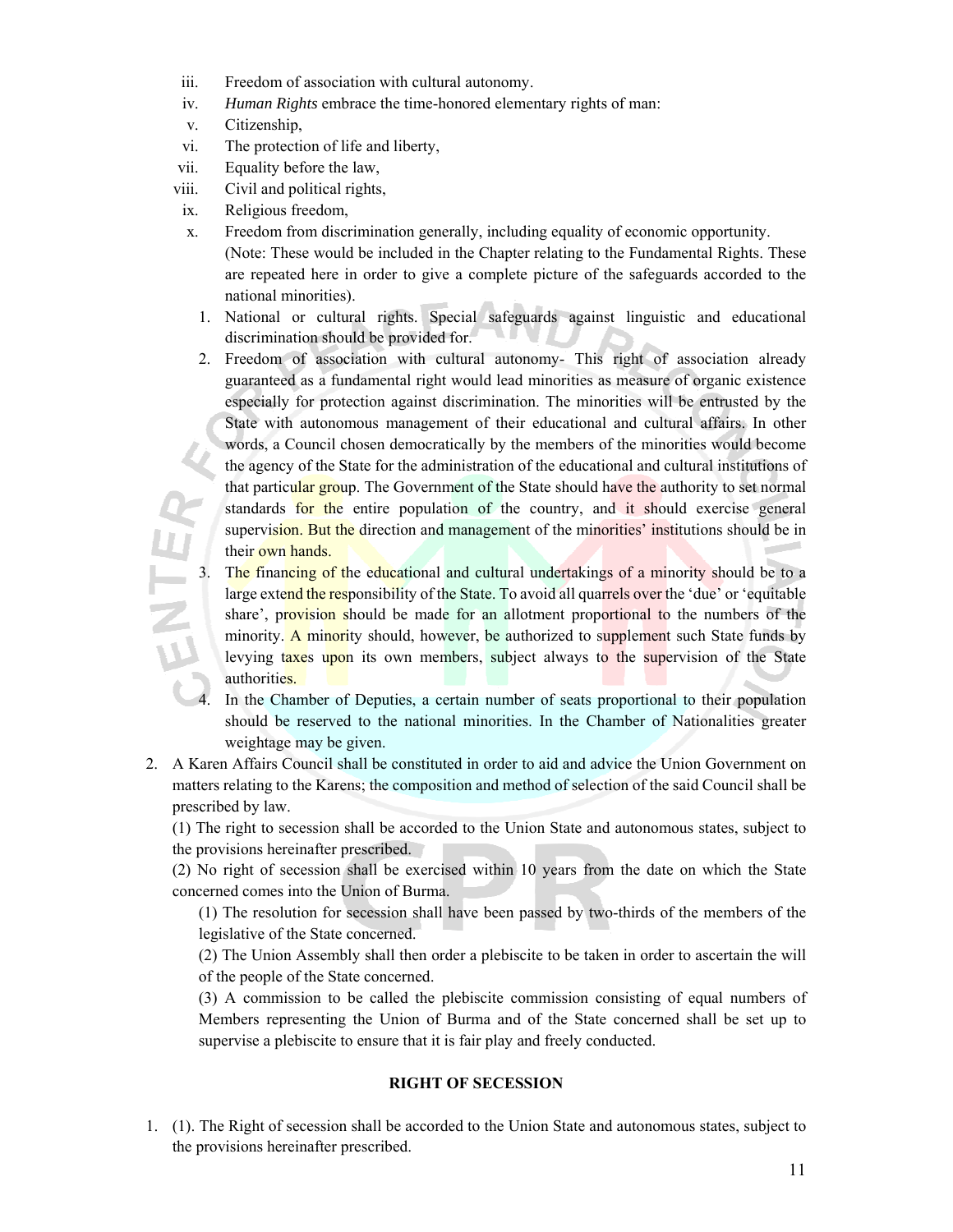iii. Freedom of association with cultural autonomy.
iv. *Human Rights* embrace the time-honored elementary rights of man:
v. Citizenship,
vi. The protection of life and liberty,
vii. Equality before the law,
viii. Civil and political rights,
ix. Religious freedom,
x. Freedom from discrimination generally, including equality of economic opportunity.
(Note: These would be included in the Chapter relating to the Fundamental Rights. These are repeated here in order to give a complete picture of the safeguards accorded to the national minorities).

1. National or cultural rights. Special safeguards against linguistic and educational discrimination should be provided for.
2. Freedom of association with cultural autonomy- This right of association already guaranteed as a fundamental right would lead minorities as measure of organic existence especially for protection against discrimination. The minorities will be entrusted by the State with autonomous management of their educational and cultural affairs. In other words, a Council chosen democratically by the members of the minorities would become the agency of the State for the administration of the educational and cultural institutions of that particular group. The Government of the State should have the authority to set normal standards for the entire population of the country, and it should exercise general supervision. But the direction and management of the minorities' institutions should be in their own hands.
3. The financing of the educational and cultural undertakings of a minority should be to a large extend the responsibility of the State. To avoid all quarrels over the 'due' or 'equitable share', provision should be made for an allotment proportional to the numbers of the minority. A minority should, however, be authorized to supplement such State funds by levying taxes upon its own members, subject always to the supervision of the State authorities.
4. In the Chamber of Deputies, a certain number of seats proportional to their population should be reserved to the national minorities. In the Chamber of Nationalities greater weightage may be given.

2. A Karen Affairs Council shall be constituted in order to aid and advice the Union Government on matters relating to the Karens; the composition and method of selection of the said Council shall be prescribed by law.

(1) The right to secession shall be accorded to the Union State and autonomous states, subject to the provisions hereinafter prescribed.

(2) No right of secession shall be exercised within 10 years from the date on which the State concerned comes into the Union of Burma.

(1) The resolution for secession shall have been passed by two-thirds of the members of the legislative of the State concerned.

(2) The Union Assembly shall then order a plebiscite to be taken in order to ascertain the will of the people of the State concerned.

(3) A commission to be called the plebiscite commission consisting of equal numbers of Members representing the Union of Burma and of the State concerned shall be set up to supervise a plebiscite to ensure that it is fair play and freely conducted.

**RIGHT OF SECESSION**

1. (1). The Right of secession shall be accorded to the Union State and autonomous states, subject to the provisions hereinafter prescribed.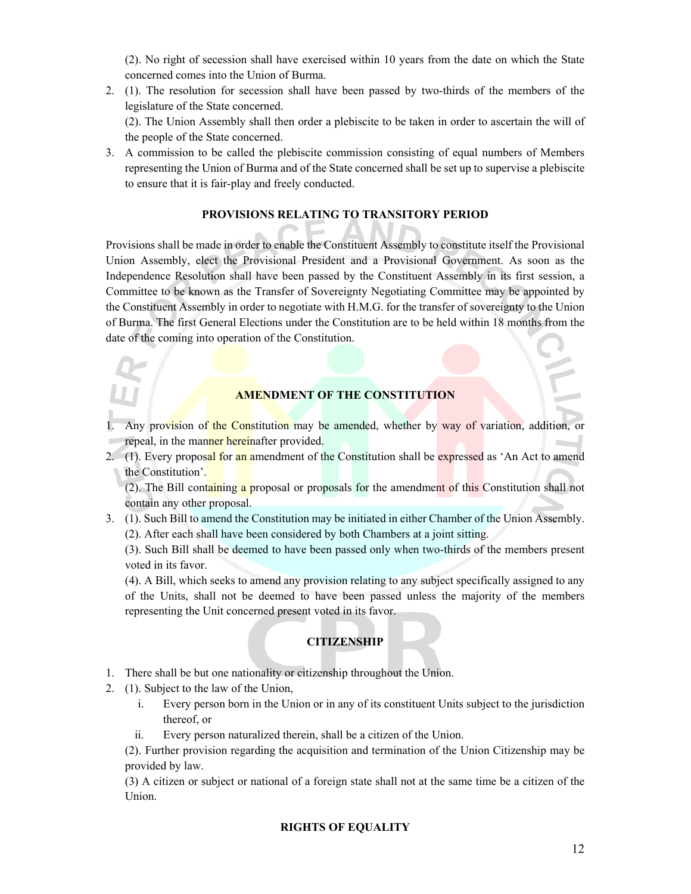(2). No right of secession shall have exercised within 10 years from the date on which the State concerned comes into the Union of Burma.

2. (1). The resolution for secession shall have been passed by two-thirds of the members of the legislature of the State concerned.

   (2). The Union Assembly shall then order a plebiscite to be taken in order to ascertain the will of the people of the State concerned.

3. A commission to be called the plebiscite commission consisting of equal numbers of Members representing the Union of Burma and of the State concerned shall be set up to supervise a plebiscite to ensure that it is fair-play and freely conducted.

**PROVISIONS RELATING TO TRANSITORY PERIOD**

Provisions shall be made in order to enable the Constituent Assembly to constitute itself the Provisional Union Assembly, elect the Provisional President and a Provisional Government. As soon as the Independence Resolution shall have been passed by the Constituent Assembly in its first session, a Committee to be known as the Transfer of Sovereignty Negotiating Committee may be appointed by the Constituent Assembly in order to negotiate with H.M.G. for the transfer of sovereignty to the Union of Burma. The first General Elections under the Constitution are to be held within 18 months from the date of the coming into operation of the Constitution.

**AMENDMENT OF THE CONSTITUTION**

1. Any provision of the Constitution may be amended, whether by way of variation, addition, or repeal, in the manner hereinafter provided.

2. (1). Every proposal for an amendment of the Constitution shall be expressed as 'An Act to amend the Constitution'.

   (2). The Bill containing a proposal or proposals for the amendment of this Constitution shall not contain any other proposal.

3. (1). Such Bill to amend the Constitution may be initiated in either Chamber of the Union Assembly.

   (2). After each shall have been considered by both Chambers at a joint sitting.

   (3). Such Bill shall be deemed to have been passed only when two-thirds of the members present voted in its favor.

   (4). A Bill, which seeks to amend any provision relating to any subject specifically assigned to any of the Units, shall not be deemed to have been passed unless the majority of the members representing the Unit concerned present voted in its favor.

**CITIZENSHIP**

1. There shall be but one nationality or citizenship throughout the Union.

2. (1). Subject to the law of the Union,

   i. Every person born in the Union or in any of its constituent Units subject to the jurisdiction thereof, or

   ii. Every person naturalized therein, shall be a citizen of the Union.

   (2). Further provision regarding the acquisition and termination of the Union Citizenship may be provided by law.

   (3) A citizen or subject or national of a foreign state shall not at the same time be a citizen of the Union.

**RIGHTS OF EQUALITY**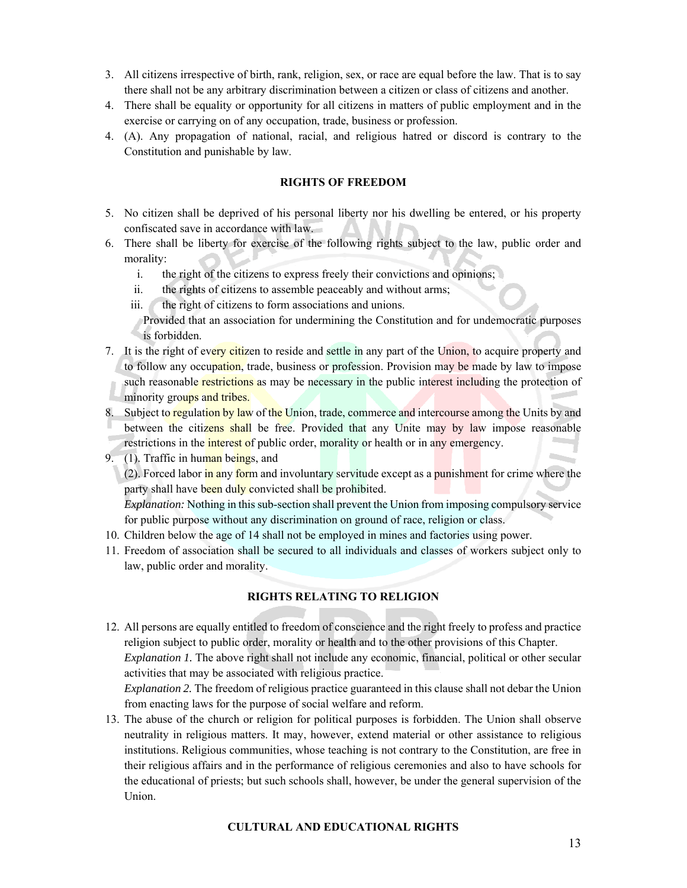3. All citizens irrespective of birth, rank, religion, sex, or race are equal before the law. That is to say there shall not be any arbitrary discrimination between a citizen or class of citizens and another.
4. There shall be equality or opportunity for all citizens in matters of public employment and in the exercise or carrying on of any occupation, trade, business or profession.
4. (A). Any propagation of national, racial, and religious hatred or discord is contrary to the Constitution and punishable by law.

**RIGHTS OF FREEDOM**

5. No citizen shall be deprived of his personal liberty nor his dwelling be entered, or his property confiscated save in accordance with law.
6. There shall be liberty for exercise of the following rights subject to the law, public order and morality:
    i. the right of the citizens to express freely their convictions and opinions;
    ii. the rights of citizens to assemble peaceably and without arms;
    iii. the right of citizens to form associations and unions.

    Provided that an association for undermining the Constitution and for undemocratic purposes is forbidden.
7. It is the right of every citizen to reside and settle in any part of the Union, to acquire property and to follow any occupation, trade, business or profession. Provision may be made by law to impose such reasonable restrictions as may be necessary in the public interest including the protection of minority groups and tribes.
8. Subject to regulation by law of the Union, trade, commerce and intercourse among the Units by and between the citizens shall be free. Provided that any Unite may by law impose reasonable restrictions in the interest of public order, morality or health or in any emergency.
9. (1). Traffic in human beings, and

    (2). Forced labor in any form and involuntary servitude except as a punishment for crime where the party shall have been duly convicted shall be prohibited.

    *Explanation:* Nothing in this sub-section shall prevent the Union from imposing compulsory service for public purpose without any discrimination on ground of race, religion or class.
10. Children below the age of 14 shall not be employed in mines and factories using power.
11. Freedom of association shall be secured to all individuals and classes of workers subject only to law, public order and morality.

**RIGHTS RELATING TO RELIGION**

12. All persons are equally entitled to freedom of conscience and the right freely to profess and practice religion subject to public order, morality or health and to the other provisions of this Chapter.

    *Explanation 1.* The above right shall not include any economic, financial, political or other secular activities that may be associated with religious practice.

    *Explanation 2.* The freedom of religious practice guaranteed in this clause shall not debar the Union from enacting laws for the purpose of social welfare and reform.
13. The abuse of the church or religion for political purposes is forbidden. The Union shall observe neutrality in religious matters. It may, however, extend material or other assistance to religious institutions. Religious communities, whose teaching is not contrary to the Constitution, are free in their religious affairs and in the performance of religious ceremonies and also to have schools for the educational of priests; but such schools shall, however, be under the general supervision of the Union.

**CULTURAL AND EDUCATIONAL RIGHTS**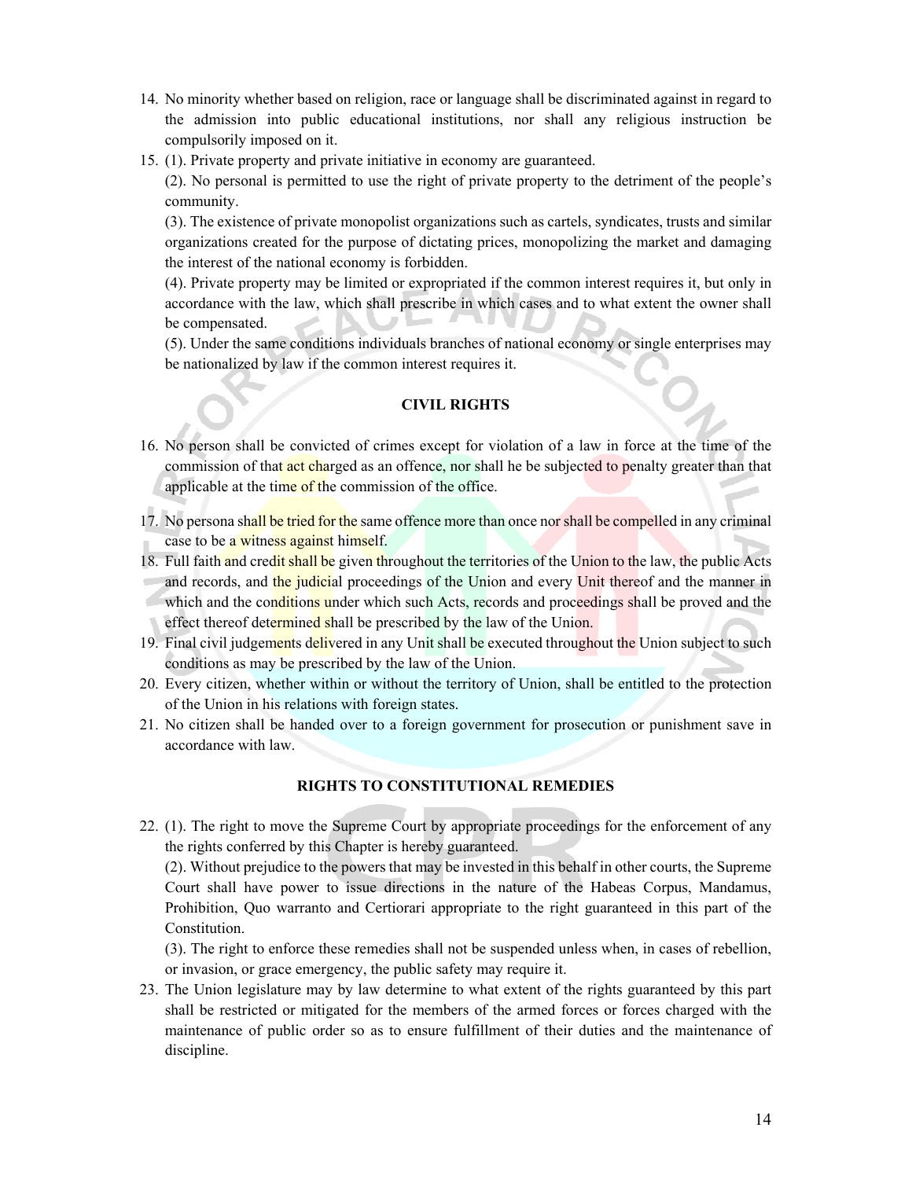14. No minority whether based on religion, race or language shall be discriminated against in regard to the admission into public educational institutions, nor shall any religious instruction be compulsorily imposed on it.
15. (1). Private property and private initiative in economy are guaranteed.

    (2). No personal is permitted to use the right of private property to the detriment of the people's community.

    (3). The existence of private monopolist organizations such as cartels, syndicates, trusts and similar organizations created for the purpose of dictating prices, monopolizing the market and damaging the interest of the national economy is forbidden.

    (4). Private property may be limited or expropriated if the common interest requires it, but only in accordance with the law, which shall prescribe in which cases and to what extent the owner shall be compensated.

    (5). Under the same conditions individuals branches of national economy or single enterprises may be nationalized by law if the common interest requires it.

**CIVIL RIGHTS**

16. No person shall be convicted of crimes except for violation of a law in force at the time of the commission of that act charged as an offence, nor shall he be subjected to penalty greater than that applicable at the time of the commission of the office.
17. No persona shall be tried for the same offence more than once nor shall be compelled in any criminal case to be a witness against himself.
18. Full faith and credit shall be given throughout the territories of the Union to the law, the public Acts and records, and the judicial proceedings of the Union and every Unit thereof and the manner in which and the conditions under which such Acts, records and proceedings shall be proved and the effect thereof determined shall be prescribed by the law of the Union.
19. Final civil judgements delivered in any Unit shall be executed throughout the Union subject to such conditions as may be prescribed by the law of the Union.
20. Every citizen, whether within or without the territory of Union, shall be entitled to the protection of the Union in his relations with foreign states.
21. No citizen shall be handed over to a foreign government for prosecution or punishment save in accordance with law.

**RIGHTS TO CONSTITUTIONAL REMEDIES**

22. (1). The right to move the Supreme Court by appropriate proceedings for the enforcement of any the rights conferred by this Chapter is hereby guaranteed.

    (2). Without prejudice to the powers that may be invested in this behalf in other courts, the Supreme Court shall have power to issue directions in the nature of the Habeas Corpus, Mandamus, Prohibition, Quo warranto and Certiorari appropriate to the right guaranteed in this part of the Constitution.

    (3). The right to enforce these remedies shall not be suspended unless when, in cases of rebellion, or invasion, or grace emergency, the public safety may require it.
23. The Union legislature may by law determine to what extent of the rights guaranteed by this part shall be restricted or mitigated for the members of the armed forces or forces charged with the maintenance of public order so as to ensure fulfillment of their duties and the maintenance of discipline.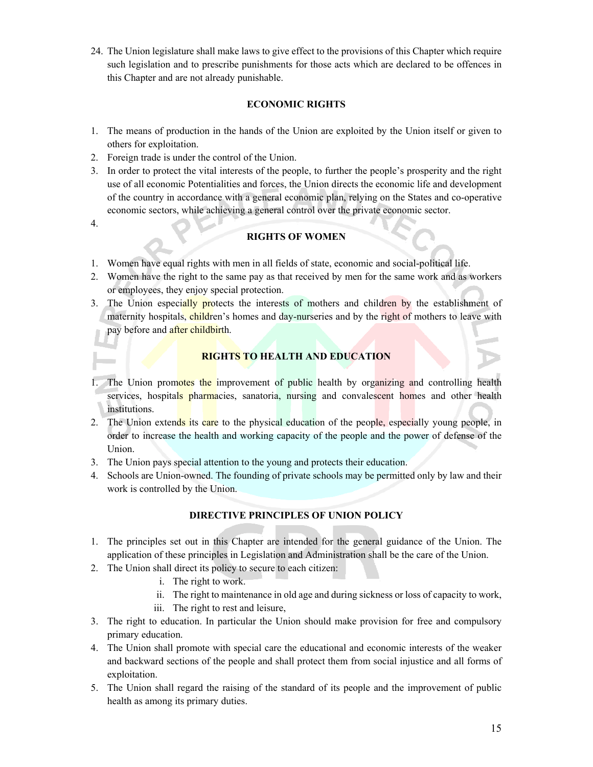24. The Union legislature shall make laws to give effect to the provisions of this Chapter which require such legislation and to prescribe punishments for those acts which are declared to be offences in this Chapter and are not already punishable.

### ECONOMIC RIGHTS

1. The means of production in the hands of the Union are exploited by the Union itself or given to others for exploitation.
2. Foreign trade is under the control of the Union.
3. In order to protect the vital interests of the people, to further the people's prosperity and the right use of all economic Potentialities and forces, the Union directs the economic life and development of the country in accordance with a general economic plan, relying on the States and co-operative economic sectors, while achieving a general control over the private economic sector.
4.

### RIGHTS OF WOMEN

1. Women have equal rights with men in all fields of state, economic and social-political life.
2. Women have the right to the same pay as that received by men for the same work and as workers or employees, they enjoy special protection.
3. The Union especially protects the interests of mothers and children by the establishment of maternity hospitals, children's homes and day-nurseries and by the right of mothers to leave with pay before and after childbirth.

### RIGHTS TO HEALTH AND EDUCATION

1. The Union promotes the improvement of public health by organizing and controlling health services, hospitals pharmacies, sanatoria, nursing and convalescent homes and other health institutions.
2. The Union extends its care to the physical education of the people, especially young people, in order to increase the health and working capacity of the people and the power of defense of the Union.
3. The Union pays special attention to the young and protects their education.
4. Schools are Union-owned. The founding of private schools may be permitted only by law and their work is controlled by the Union.

### DIRECTIVE PRINCIPLES OF UNION POLICY

1. The principles set out in this Chapter are intended for the general guidance of the Union. The application of these principles in Legislation and Administration shall be the care of the Union.
2. The Union shall direct its policy to secure to each citizen:
   i. The right to work.
   ii. The right to maintenance in old age and during sickness or loss of capacity to work,
   iii. The right to rest and leisure,
3. The right to education. In particular the Union should make provision for free and compulsory primary education.
4. The Union shall promote with special care the educational and economic interests of the weaker and backward sections of the people and shall protect them from social injustice and all forms of exploitation.
5. The Union shall regard the raising of the standard of its people and the improvement of public health as among its primary duties.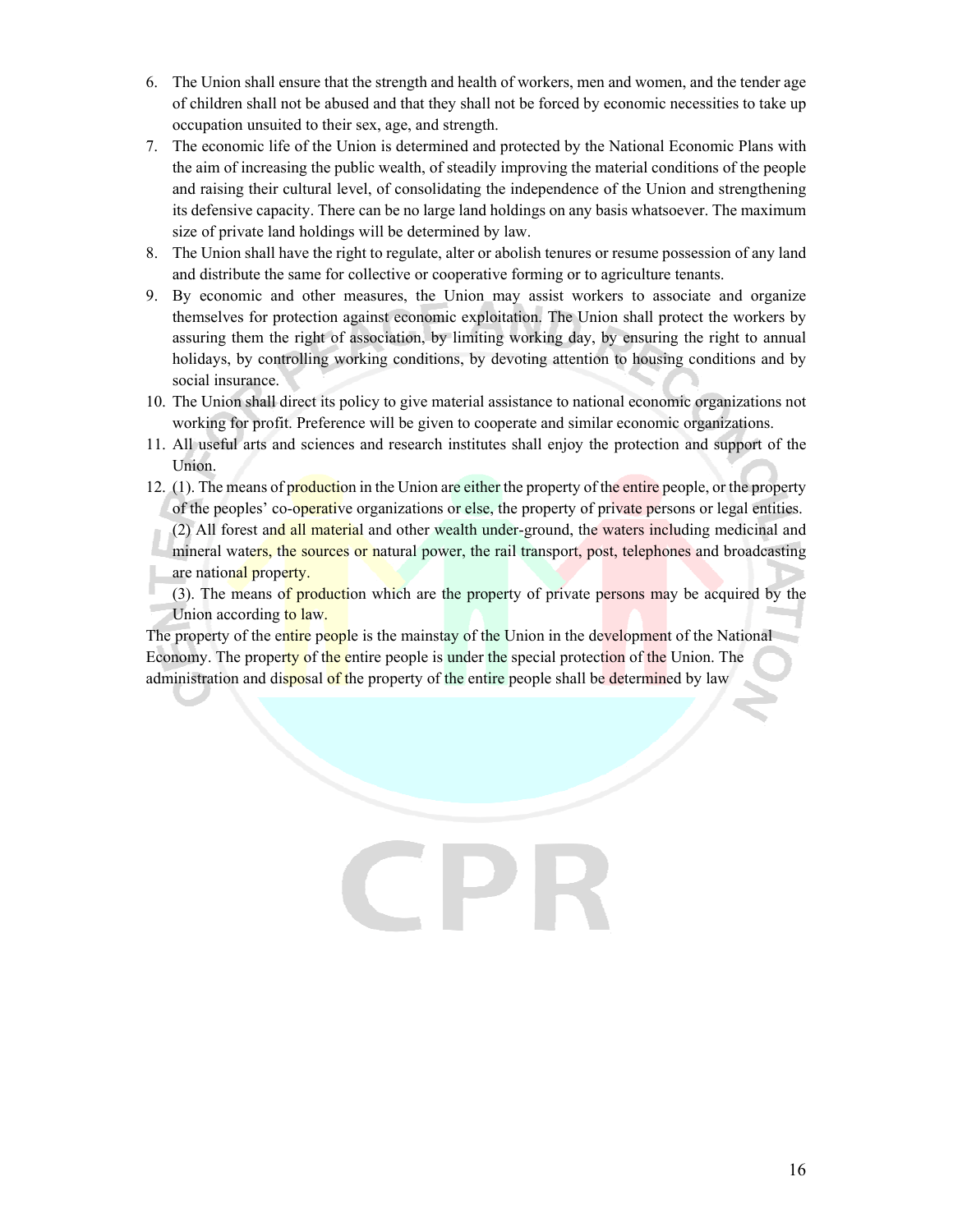6. The Union shall ensure that the strength and health of workers, men and women, and the tender age of children shall not be abused and that they shall not be forced by economic necessities to take up occupation unsuited to their sex, age, and strength.
7. The economic life of the Union is determined and protected by the National Economic Plans with the aim of increasing the public wealth, of steadily improving the material conditions of the people and raising their cultural level, of consolidating the independence of the Union and strengthening its defensive capacity. There can be no large land holdings on any basis whatsoever. The maximum size of private land holdings will be determined by law.
8. The Union shall have the right to regulate, alter or abolish tenures or resume possession of any land and distribute the same for collective or cooperative forming or to agriculture tenants.
9. By economic and other measures, the Union may assist workers to associate and organize themselves for protection against economic exploitation. The Union shall protect the workers by assuring them the right of association, by limiting working day, by ensuring the right to annual holidays, by controlling working conditions, by devoting attention to housing conditions and by social insurance.
10. The Union shall direct its policy to give material assistance to national economic organizations not working for profit. Preference will be given to cooperate and similar economic organizations.
11. All useful arts and sciences and research institutes shall enjoy the protection and support of the Union.
12. (1). The means of production in the Union are either the property of the entire people, or the property of the peoples' co-operative organizations or else, the property of private persons or legal entities.

    (2) All forest and all material and other wealth under-ground, the waters including medicinal and mineral waters, the sources or natural power, the rail transport, post, telephones and broadcasting are national property.

    (3). The means of production which are the property of private persons may be acquired by the Union according to law.

The property of the entire people is the mainstay of the Union in the development of the National Economy. The property of the entire people is under the special protection of the Union. The administration and disposal of the property of the entire people shall be determined by law